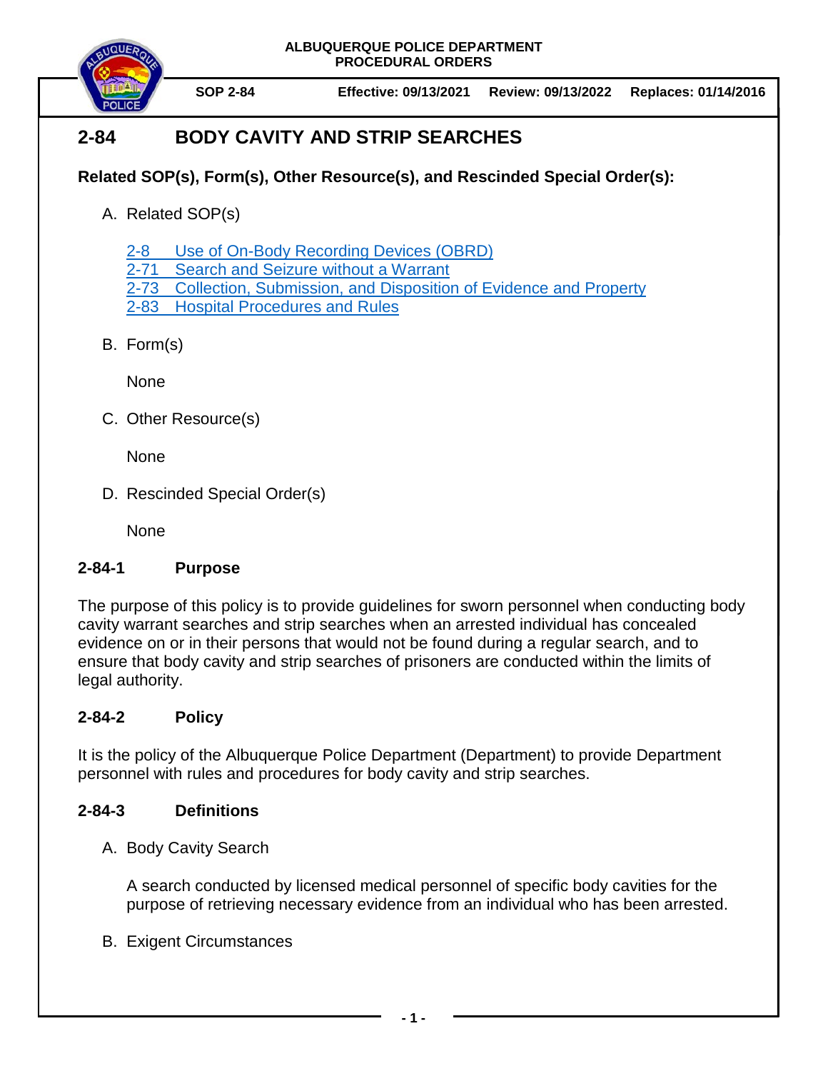ALBUQUERQUE POLICE DEPARTMENT
PROCEDURAL ORDERS

**SOP 2-84** | **Effective: 09/13/2021** | **Review: 09/13/2022** | **Replaces: 01/14/2016**

# 2-84 BODY CAVITY AND STRIP SEARCHES

**Related SOP(s), Form(s), Other Resource(s), and Rescinded Special Order(s):**

A. Related SOP(s)

   2-8 Use of On-Body Recording Devices (OBRD)
   2-71 Search and Seizure without a Warrant
   2-73 Collection, Submission, and Disposition of Evidence and Property
   2-83 Hospital Procedures and Rules

B. Form(s)

   None

C. Other Resource(s)

   None

D. Rescinded Special Order(s)

   None

## 2-84-1 Purpose

The purpose of this policy is to provide guidelines for sworn personnel when conducting body cavity warrant searches and strip searches when an arrested individual has concealed evidence on or in their persons that would not be found during a regular search, and to ensure that body cavity and strip searches of prisoners are conducted within the limits of legal authority.

## 2-84-2 Policy

It is the policy of the Albuquerque Police Department (Department) to provide Department personnel with rules and procedures for body cavity and strip searches.

## 2-84-3 Definitions

A. Body Cavity Search

   A search conducted by licensed medical personnel of specific body cavities for the purpose of retrieving necessary evidence from an individual who has been arrested.

B. Exigent Circumstances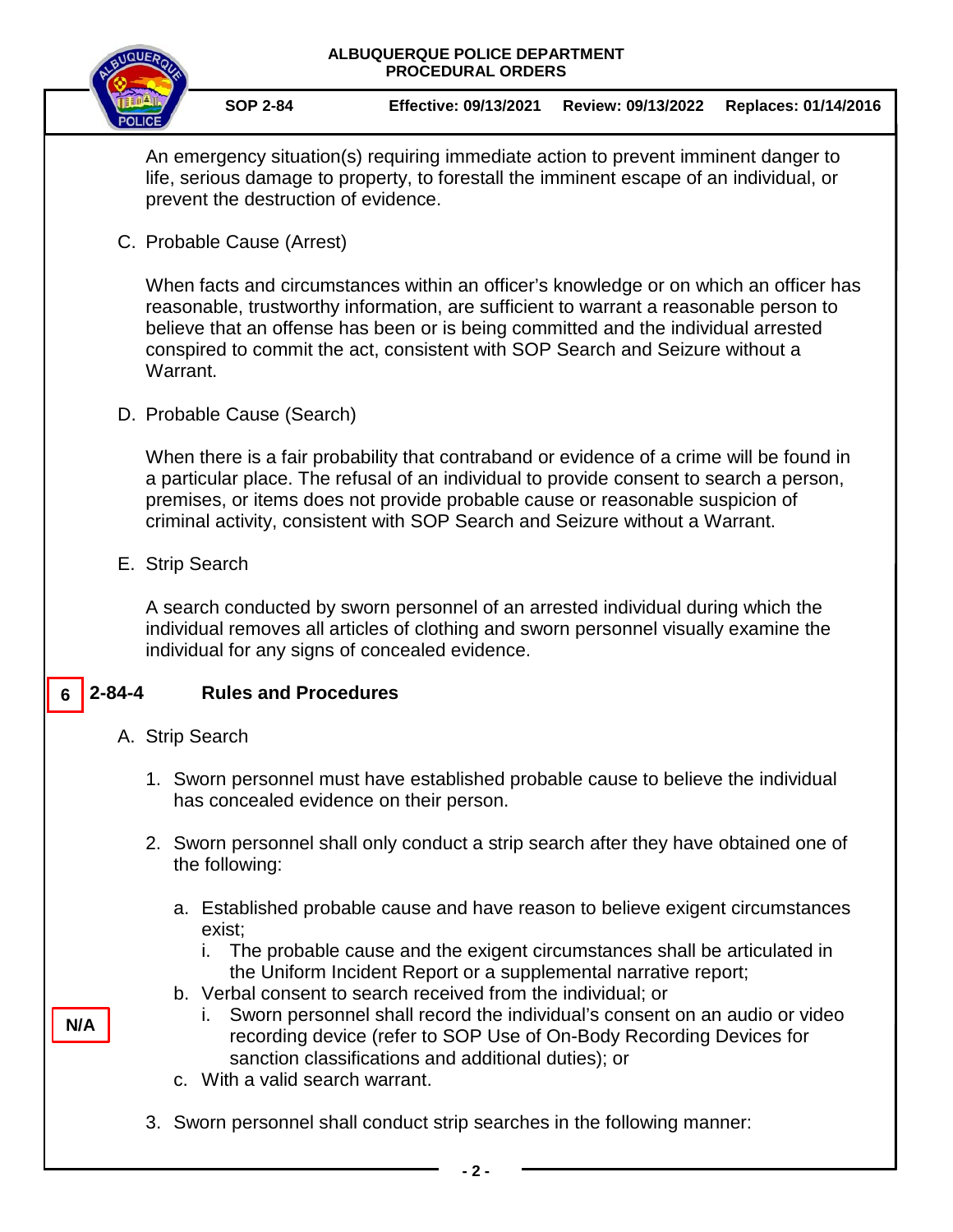An emergency situation(s) requiring immediate action to prevent imminent danger to life, serious damage to property, to forestall the imminent escape of an individual, or prevent the destruction of evidence.

C. Probable Cause (Arrest)

When facts and circumstances within an officer's knowledge or on which an officer has reasonable, trustworthy information, are sufficient to warrant a reasonable person to believe that an offense has been or is being committed and the individual arrested conspired to commit the act, consistent with SOP Search and Seizure without a Warrant.

D. Probable Cause (Search)

When there is a fair probability that contraband or evidence of a crime will be found in a particular place. The refusal of an individual to provide consent to search a person, premises, or items does not provide probable cause or reasonable suspicion of criminal activity, consistent with SOP Search and Seizure without a Warrant.

E. Strip Search

A search conducted by sworn personnel of an arrested individual during which the individual removes all articles of clothing and sworn personnel visually examine the individual for any signs of concealed evidence.

## 6 2-84-4 Rules and Procedures

A. Strip Search

1. Sworn personnel must have established probable cause to believe the individual has concealed evidence on their person.

N/A

2. Sworn personnel shall only conduct a strip search after they have obtained one of the following:

   a. Established probable cause and have reason to believe exigent circumstances exist;
      i. The probable cause and the exigent circumstances shall be articulated in the Uniform Incident Report or a supplemental narrative report;

   b. Verbal consent to search received from the individual; or
      i. Sworn personnel shall record the individual's consent on an audio or video recording device (refer to SOP Use of On-Body Recording Devices for sanction classifications and additional duties); or

   c. With a valid search warrant.

3. Sworn personnel shall conduct strip searches in the following manner: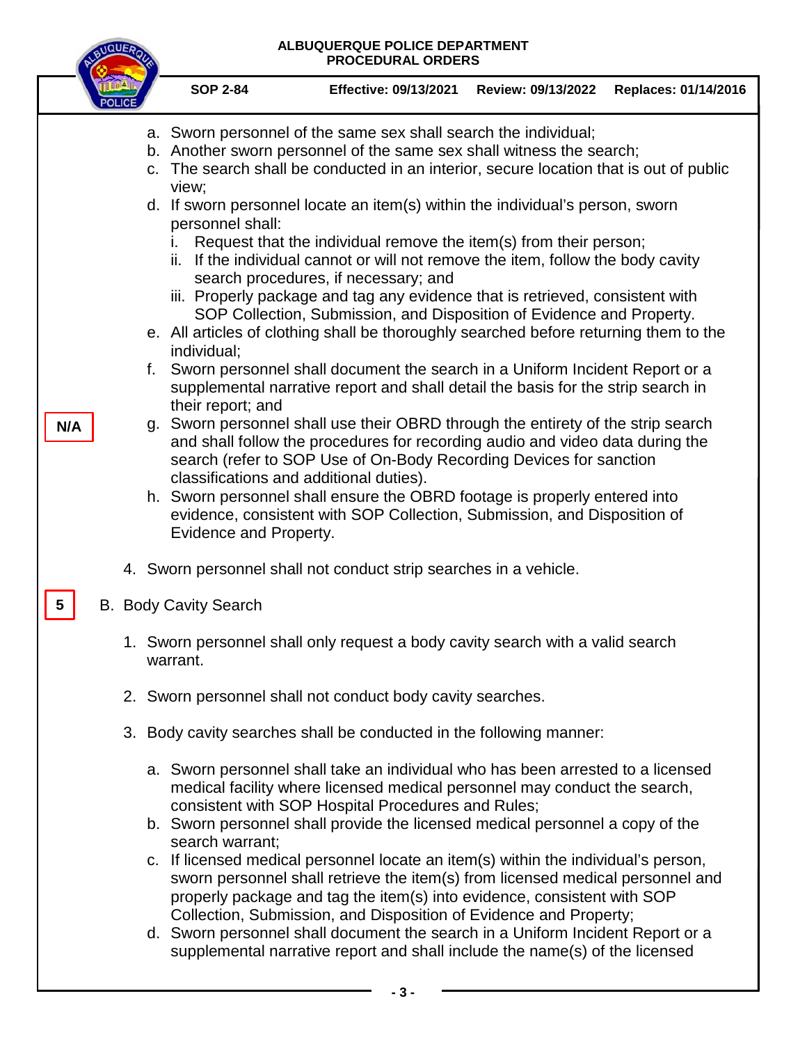a. Sworn personnel of the same sex shall search the individual;
b. Another sworn personnel of the same sex shall witness the search;
c. The search shall be conducted in an interior, secure location that is out of public view;
d. If sworn personnel locate an item(s) within the individual's person, sworn personnel shall:
   i. Request that the individual remove the item(s) from their person;
   ii. If the individual cannot or will not remove the item, follow the body cavity search procedures, if necessary; and
   iii. Properly package and tag any evidence that is retrieved, consistent with SOP Collection, Submission, and Disposition of Evidence and Property.
e. All articles of clothing shall be thoroughly searched before returning them to the individual;
f. Sworn personnel shall document the search in a Uniform Incident Report or a supplemental narrative report and shall detail the basis for the strip search in their report; and

N/A

g. Sworn personnel shall use their OBRD through the entirety of the strip search and shall follow the procedures for recording audio and video data during the search (refer to SOP Use of On-Body Recording Devices for sanction classifications and additional duties).
h. Sworn personnel shall ensure the OBRD footage is properly entered into evidence, consistent with SOP Collection, Submission, and Disposition of Evidence and Property.

4. Sworn personnel shall not conduct strip searches in a vehicle.

5

B. Body Cavity Search

1. Sworn personnel shall only request a body cavity search with a valid search warrant.

2. Sworn personnel shall not conduct body cavity searches.

3. Body cavity searches shall be conducted in the following manner:

   a. Sworn personnel shall take an individual who has been arrested to a licensed medical facility where licensed medical personnel may conduct the search, consistent with SOP Hospital Procedures and Rules;
   b. Sworn personnel shall provide the licensed medical personnel a copy of the search warrant;
   c. If licensed medical personnel locate an item(s) within the individual's person, sworn personnel shall retrieve the item(s) from licensed medical personnel and properly package and tag the item(s) into evidence, consistent with SOP Collection, Submission, and Disposition of Evidence and Property;
   d. Sworn personnel shall document the search in a Uniform Incident Report or a supplemental narrative report and shall include the name(s) of the licensed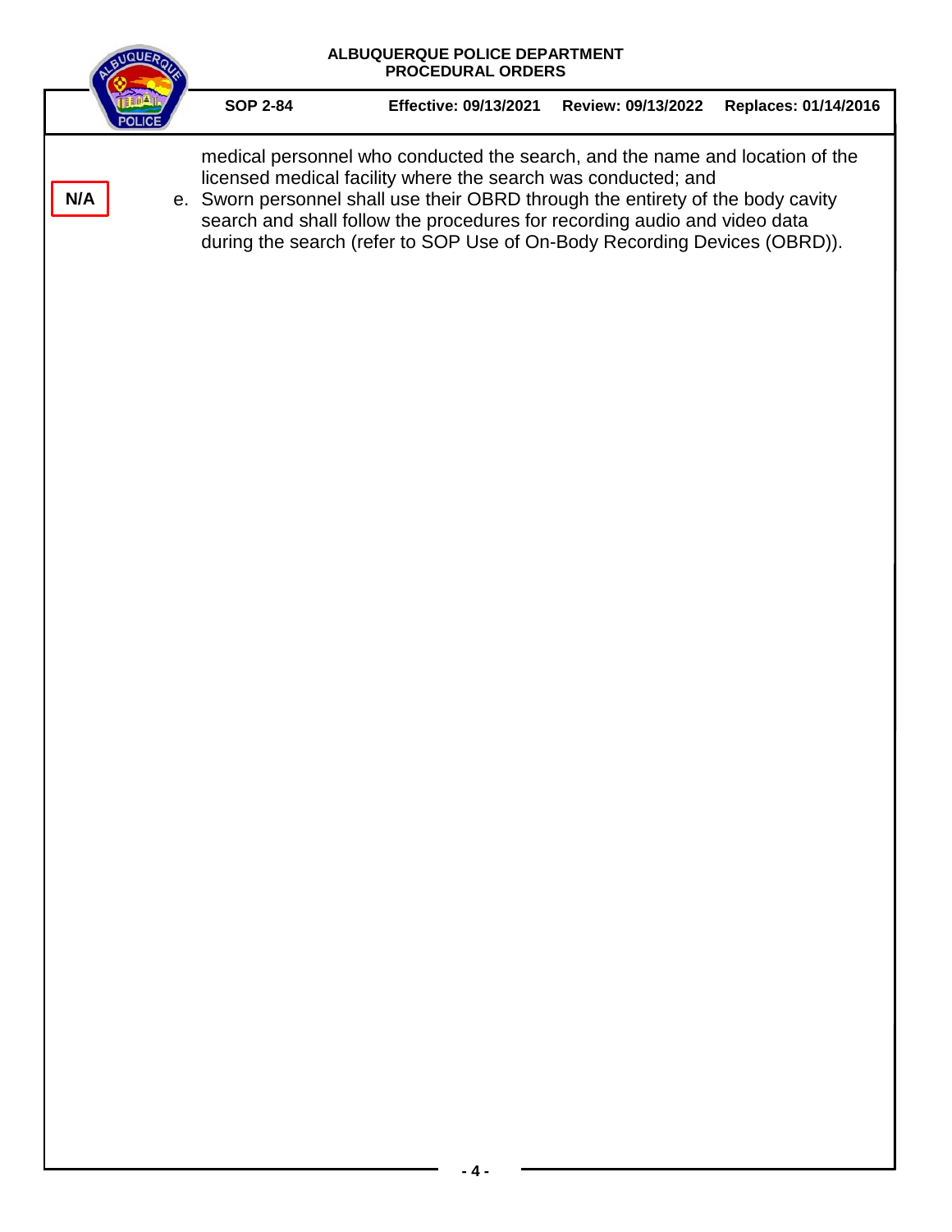medical personnel who conducted the search, and the name and location of the licensed medical facility where the search was conducted; and

N/A

e. Sworn personnel shall use their OBRD through the entirety of the body cavity search and shall follow the procedures for recording audio and video data during the search (refer to SOP Use of On-Body Recording Devices (OBRD)).